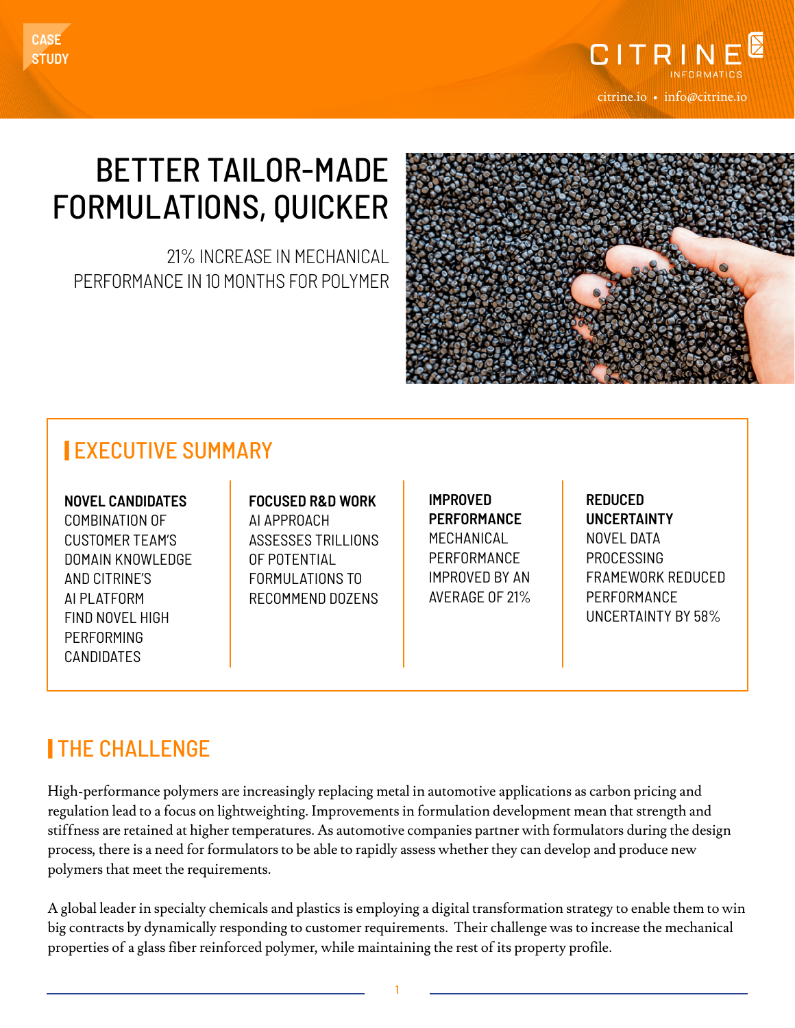CASE STUDY

CITRINE INFORMATICS

citrine.io • info@citrine.io

# BETTER TAILOR-MADE FORMULATIONS, QUICKER

21% INCREASE IN MECHANICAL PERFORMANCE IN 10 MONTHS FOR POLYMER

## EXECUTIVE SUMMARY

**NOVEL CANDIDATES**
COMBINATION OF CUSTOMER TEAM'S DOMAIN KNOWLEDGE AND CITRINE'S AI PLATFORM FIND NOVEL HIGH PERFORMING CANDIDATES

**FOCUSED R&D WORK**
AI APPROACH ASSESSES TRILLIONS OF POTENTIAL FORMULATIONS TO RECOMMEND DOZENS

**IMPROVED PERFORMANCE**
MECHANICAL PERFORMANCE IMPROVED BY AN AVERAGE OF 21%

**REDUCED UNCERTAINTY**
NOVEL DATA PROCESSING FRAMEWORK REDUCED PERFORMANCE UNCERTAINTY BY 58%

## THE CHALLENGE

High-performance polymers are increasingly replacing metal in automotive applications as carbon pricing and regulation lead to a focus on lightweighting. Improvements in formulation development mean that strength and stiffness are retained at higher temperatures. As automotive companies partner with formulators during the design process, there is a need for formulators to be able to rapidly assess whether they can develop and produce new polymers that meet the requirements.

A global leader in specialty chemicals and plastics is employing a digital transformation strategy to enable them to win big contracts by dynamically responding to customer requirements. Their challenge was to increase the mechanical properties of a glass fiber reinforced polymer, while maintaining the rest of its property profile.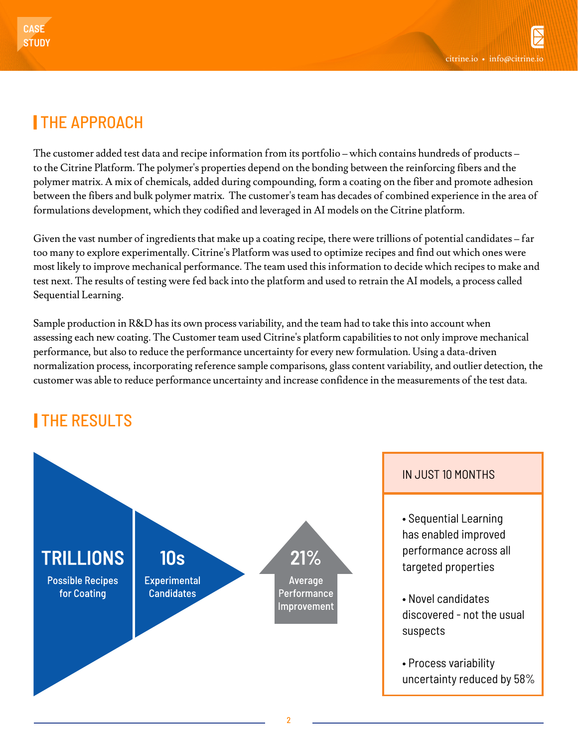## THE APPROACH

The customer added test data and recipe information from its portfolio – which contains hundreds of products – to the Citrine Platform. The polymer's properties depend on the bonding between the reinforcing fibers and the polymer matrix. A mix of chemicals, added during compounding, form a coating on the fiber and promote adhesion between the fibers and bulk polymer matrix.  The customer's team has decades of combined experience in the area of formulations development, which they codified and leveraged in AI models on the Citrine platform.

Given the vast number of ingredients that make up a coating recipe, there were trillions of potential candidates – far too many to explore experimentally. Citrine's Platform was used to optimize recipes and find out which ones were most likely to improve mechanical performance. The team used this information to decide which recipes to make and test next. The results of testing were fed back into the platform and used to retrain the AI models, a process called Sequential Learning.

Sample production in R&D has its own process variability, and the team had to take this into account when assessing each new coating. The Customer team used Citrine's platform capabilities to not only improve mechanical performance, but also to reduce the performance uncertainty for every new formulation. Using a data-driven normalization process, incorporating reference sample comparisons, glass content variability, and outlier detection, the customer was able to reduce performance uncertainty and increase confidence in the measurements of the test data.

## THE RESULTS

**TRILLIONS**
Possible Recipes for Coating

**10s**
Experimental Candidates

**21%**
Average Performance Improvement

**IN JUST 10 MONTHS**

- Sequential Learning has enabled improved performance across all targeted properties
- Novel candidates discovered - not the usual suspects
- Process variability uncertainty reduced by 58%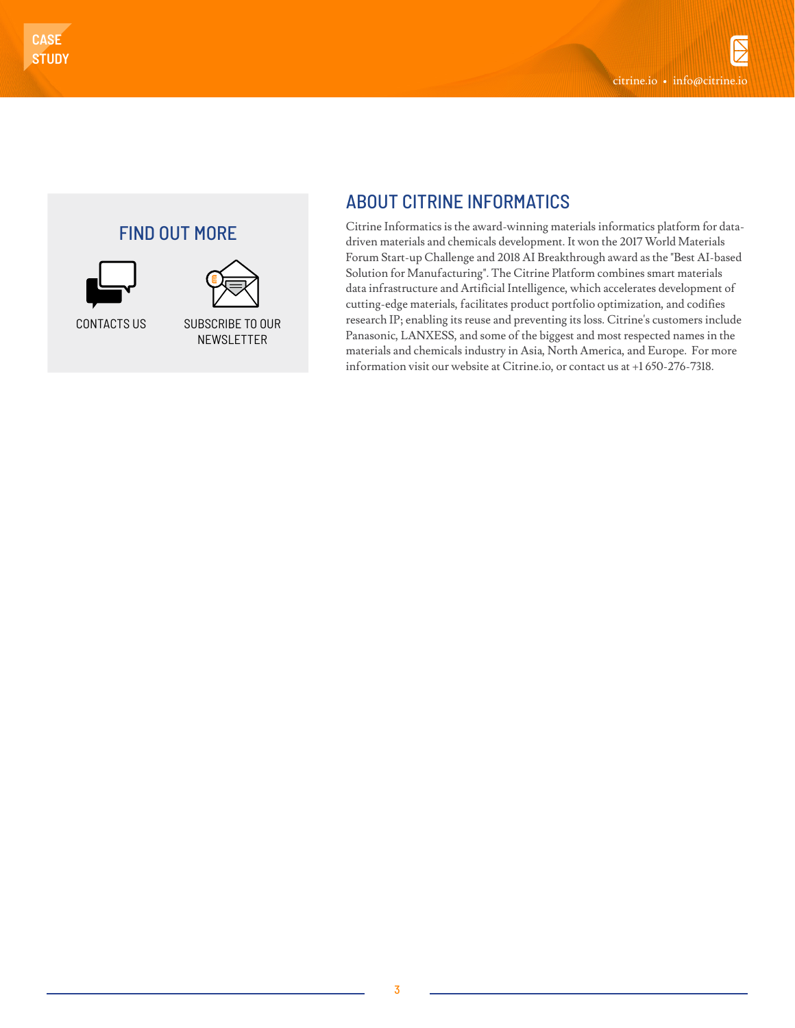## FIND OUT MORE

CONTACTS US

SUBSCRIBE TO OUR NEWSLETTER

## ABOUT CITRINE INFORMATICS

Citrine Informatics is the award-winning materials informatics platform for data-driven materials and chemicals development. It won the 2017 World Materials Forum Start-up Challenge and 2018 AI Breakthrough award as the "Best AI-based Solution for Manufacturing". The Citrine Platform combines smart materials data infrastructure and Artificial Intelligence, which accelerates development of cutting-edge materials, facilitates product portfolio optimization, and codifies research IP; enabling its reuse and preventing its loss. Citrine's customers include Panasonic, LANXESS, and some of the biggest and most respected names in the materials and chemicals industry in Asia, North America, and Europe. For more information visit our website at Citrine.io, or contact us at +1 650-276-7318.